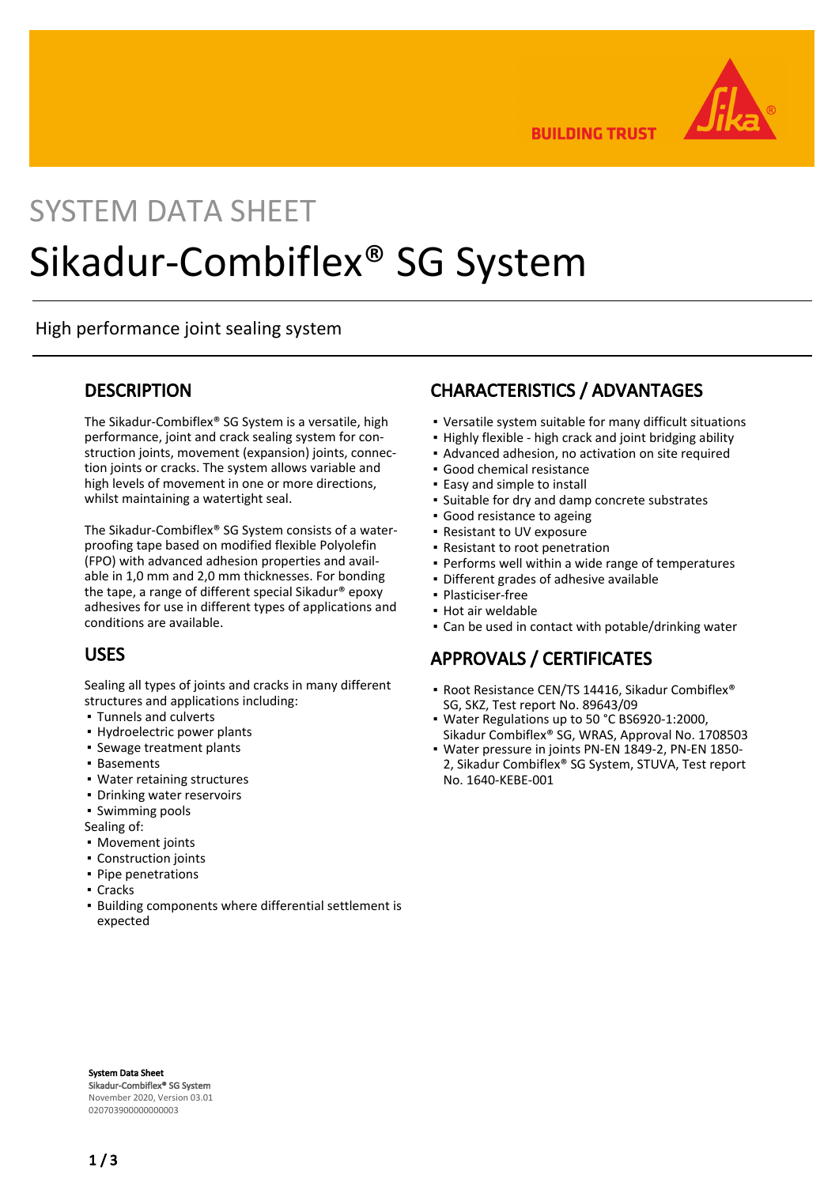BUILDING TRUST

SYSTEM DATA SHEET

# Sikadur-Combiflex® SG System

High performance joint sealing system

## DESCRIPTION

The Sikadur-Combiflex® SG System is a versatile, high performance, joint and crack sealing system for construction joints, movement (expansion) joints, connection joints or cracks. The system allows variable and high levels of movement in one or more directions, whilst maintaining a watertight seal.

The Sikadur-Combiflex® SG System consists of a waterproofing tape based on modified flexible Polyolefin (FPO) with advanced adhesion properties and available in 1,0 mm and 2,0 mm thicknesses. For bonding the tape, a range of different special Sikadur® epoxy adhesives for use in different types of applications and conditions are available.

## USES

Sealing all types of joints and cracks in many different structures and applications including:

- Tunnels and culverts
- Hydroelectric power plants
- Sewage treatment plants
- Basements
- Water retaining structures
- Drinking water reservoirs
- Swimming pools

Sealing of:

- Movement joints
- Construction joints
- Pipe penetrations
- Cracks
- Building components where differential settlement is expected

## CHARACTERISTICS / ADVANTAGES

- Versatile system suitable for many difficult situations
- Highly flexible - high crack and joint bridging ability
- Advanced adhesion, no activation on site required
- Good chemical resistance
- Easy and simple to install
- Suitable for dry and damp concrete substrates
- Good resistance to ageing
- Resistant to UV exposure
- Resistant to root penetration
- Performs well within a wide range of temperatures
- Different grades of adhesive available
- Plasticiser-free
- Hot air weldable
- Can be used in contact with potable/drinking water

## APPROVALS / CERTIFICATES

- Root Resistance CEN/TS 14416, Sikadur Combiflex® SG, SKZ, Test report No. 89643/09
- Water Regulations up to 50 °C BS6920-1:2000, Sikadur Combiflex® SG, WRAS, Approval No. 1708503
- Water pressure in joints PN-EN 1849-2, PN-EN 1850-2, Sikadur Combiflex® SG System, STUVA, Test report No. 1640-KEBE-001

**System Data Sheet**
**Sikadur-Combiflex® SG System**
November 2020, Version 03.01
020703900000000003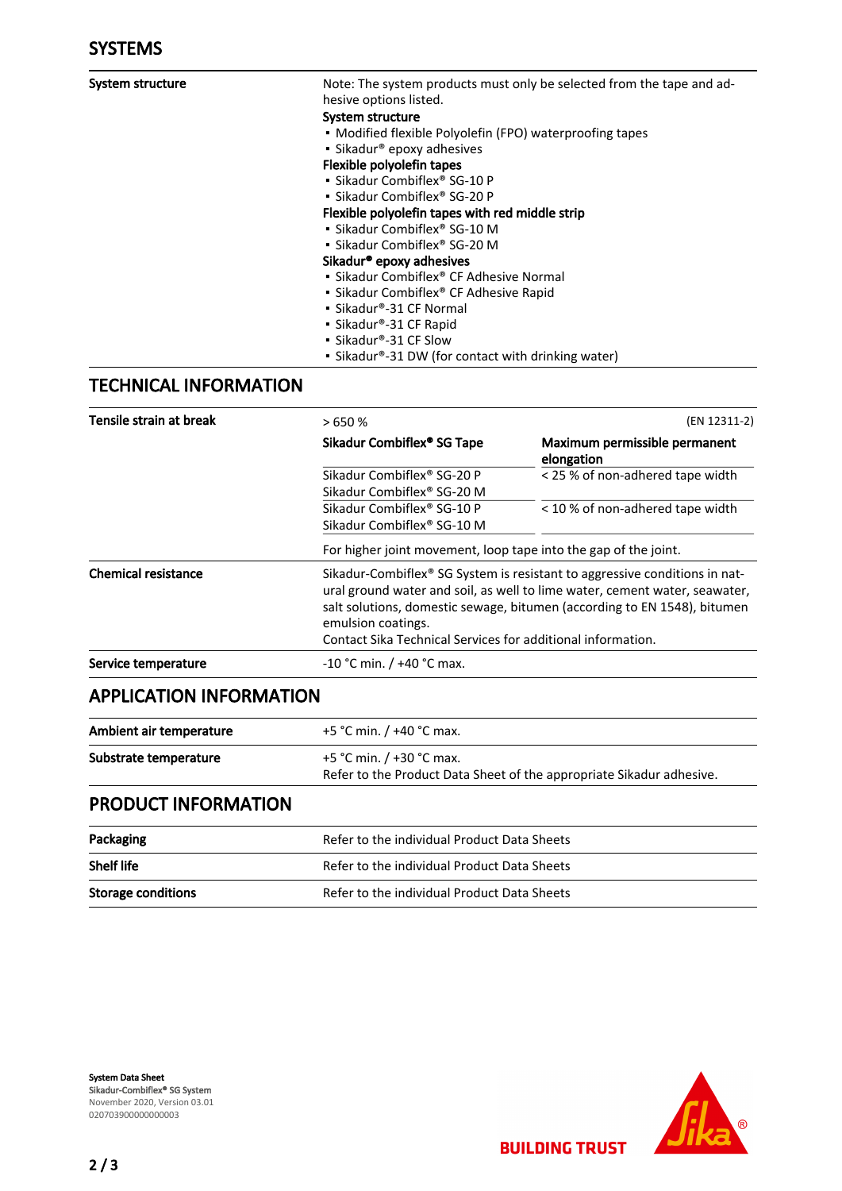## SYSTEMS

**System structure**

Note: The system products must only be selected from the tape and adhesive options listed.

**System structure**
- Modified flexible Polyolefin (FPO) waterproofing tapes
- Sikadur® epoxy adhesives

**Flexible polyolefin tapes**
- Sikadur Combiflex® SG-10 P
- Sikadur Combiflex® SG-20 P

**Flexible polyolefin tapes with red middle strip**
- Sikadur Combiflex® SG-10 M
- Sikadur Combiflex® SG-20 M

**Sikadur® epoxy adhesives**
- Sikadur Combiflex® CF Adhesive Normal
- Sikadur Combiflex® CF Adhesive Rapid
- Sikadur®-31 CF Normal
- Sikadur®-31 CF Rapid
- Sikadur®-31 CF Slow
- Sikadur®-31 DW (for contact with drinking water)

## TECHNICAL INFORMATION

**Tensile strain at break**

> 650 % (EN 12311-2)

| Sikadur Combiflex® SG Tape | Maximum permissible permanent elongation |
|---|---|
| Sikadur Combiflex® SG-20 P<br>Sikadur Combiflex® SG-20 M | < 25 % of non-adhered tape width |
| Sikadur Combiflex® SG-10 P<br>Sikadur Combiflex® SG-10 M | < 10 % of non-adhered tape width |

For higher joint movement, loop tape into the gap of the joint.

**Chemical resistance**

Sikadur-Combiflex® SG System is resistant to aggressive conditions in natural ground water and soil, as well to lime water, cement water, seawater, salt solutions, domestic sewage, bitumen (according to EN 1548), bitumen emulsion coatings.
Contact Sika Technical Services for additional information.

**Service temperature**

-10 °C min. / +40 °C max.

## APPLICATION INFORMATION

| | |
|---|---|
| **Ambient air temperature** | +5 °C min. / +40 °C max. |
| **Substrate temperature** | +5 °C min. / +30 °C max.<br>Refer to the Product Data Sheet of the appropriate Sikadur adhesive. |

## PRODUCT INFORMATION

| | |
|---|---|
| **Packaging** | Refer to the individual Product Data Sheets |
| **Shelf life** | Refer to the individual Product Data Sheets |
| **Storage conditions** | Refer to the individual Product Data Sheets |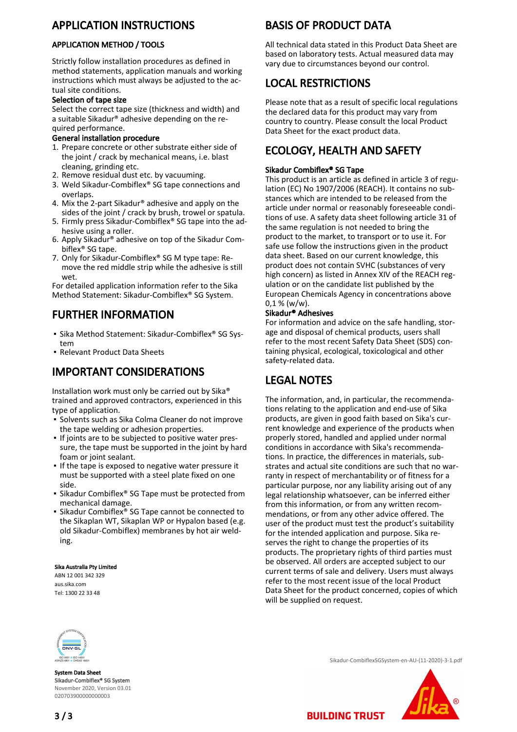## APPLICATION INSTRUCTIONS

### APPLICATION METHOD / TOOLS

Strictly follow installation procedures as defined in method statements, application manuals and working instructions which must always be adjusted to the actual site conditions.

**Selection of tape size**
Select the correct tape size (thickness and width) and a suitable Sikadur® adhesive depending on the required performance.

**General installation procedure**

1. Prepare concrete or other substrate either side of the joint / crack by mechanical means, i.e. blast cleaning, grinding etc.
2. Remove residual dust etc. by vacuuming.
3. Weld Sikadur-Combiflex® SG tape connections and overlaps.
4. Mix the 2-part Sikadur® adhesive and apply on the sides of the joint / crack by brush, trowel or spatula.
5. Firmly press Sikadur-Combiflex® SG tape into the adhesive using a roller.
6. Apply Sikadur® adhesive on top of the Sikadur Combiflex® SG tape.
7. Only for Sikadur-Combiflex® SG M type tape: Remove the red middle strip while the adhesive is still wet.

For detailed application information refer to the Sika Method Statement: Sikadur-Combiflex® SG System.

## FURTHER INFORMATION

- Sika Method Statement: Sikadur-Combiflex® SG System
- Relevant Product Data Sheets

## IMPORTANT CONSIDERATIONS

Installation work must only be carried out by Sika® trained and approved contractors, experienced in this type of application.

- Solvents such as Sika Colma Cleaner do not improve the tape welding or adhesion properties.
- If joints are to be subjected to positive water pressure, the tape must be supported in the joint by hard foam or joint sealant.
- If the tape is exposed to negative water pressure it must be supported with a steel plate fixed on one side.
- Sikadur Combiflex® SG Tape must be protected from mechanical damage.
- Sikadur Combiflex® SG Tape cannot be connected to the Sikaplan WT, Sikaplan WP or Hypalon based (e.g. old Sikadur-Combiflex) membranes by hot air welding.

**Sika Australia Pty Limited**
ABN 12 001 342 329
aus.sika.com
Tel: 1300 22 33 48

## BASIS OF PRODUCT DATA

All technical data stated in this Product Data Sheet are based on laboratory tests. Actual measured data may vary due to circumstances beyond our control.

## LOCAL RESTRICTIONS

Please note that as a result of specific local regulations the declared data for this product may vary from country to country. Please consult the local Product Data Sheet for the exact product data.

## ECOLOGY, HEALTH AND SAFETY

**Sikadur Combiflex® SG Tape**
This product is an article as defined in article 3 of regulation (EC) No 1907/2006 (REACH). It contains no substances which are intended to be released from the article under normal or reasonably foreseeable conditions of use. A safety data sheet following article 31 of the same regulation is not needed to bring the product to the market, to transport or to use it. For safe use follow the instructions given in the product data sheet. Based on our current knowledge, this product does not contain SVHC (substances of very high concern) as listed in Annex XIV of the REACH regulation or on the candidate list published by the European Chemicals Agency in concentrations above 0,1 % (w/w).

**Sikadur® Adhesives**
For information and advice on the safe handling, storage and disposal of chemical products, users shall refer to the most recent Safety Data Sheet (SDS) containing physical, ecological, toxicological and other safety-related data.

## LEGAL NOTES

The information, and, in particular, the recommendations relating to the application and end-use of Sika products, are given in good faith based on Sika's current knowledge and experience of the products when properly stored, handled and applied under normal conditions in accordance with Sika's recommendations. In practice, the differences in materials, substrates and actual site conditions are such that no warranty in respect of merchantability or of fitness for a particular purpose, nor any liability arising out of any legal relationship whatsoever, can be inferred either from this information, or from any written recommendations, or from any other advice offered. The user of the product must test the product's suitability for the intended application and purpose. Sika reserves the right to change the properties of its products. The proprietary rights of third parties must be observed. All orders are accepted subject to our current terms of sale and delivery. Users must always refer to the most recent issue of the local Product Data Sheet for the product concerned, copies of which will be supplied on request.

Sikadur-CombiflexSGSystem-en-AU-(11-2020)-3-1.pdf

**System Data Sheet**
**Sikadur-Combiflex® SG System**
November 2020, Version 03.01
020703900000000003

**BUILDING TRUST**